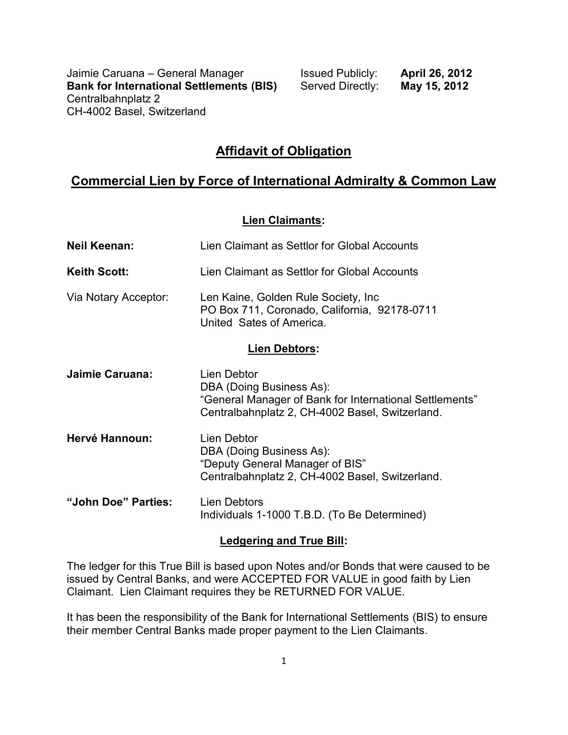Jaimie Caruana – General Manager
**Bank for International Settlements (BIS)**
Centralbahnplatz 2
CH-4002 Basel, Switzerland

Issued Publicly: **April 26, 2012**
Served Directly: **May 15, 2012**

# Affidavit of Obligation

## Commercial Lien by Force of International Admiralty & Common Law

### Lien Claimants:

**Neil Keenan:** Lien Claimant as Settlor for Global Accounts

**Keith Scott:** Lien Claimant as Settlor for Global Accounts

Via Notary Acceptor: Len Kaine, Golden Rule Society, Inc
PO Box 711, Coronado, California, 92178-0711
United Sates of America.

### Lien Debtors:

**Jaimie Caruana:** Lien Debtor
DBA (Doing Business As):
"General Manager of Bank for International Settlements"
Centralbahnplatz 2, CH-4002 Basel, Switzerland.

**Hervé Hannoun:** Lien Debtor
DBA (Doing Business As):
"Deputy General Manager of BIS"
Centralbahnplatz 2, CH-4002 Basel, Switzerland.

**"John Doe" Parties:** Lien Debtors
Individuals 1-1000 T.B.D. (To Be Determined)

### Ledgering and True Bill:

The ledger for this True Bill is based upon Notes and/or Bonds that were caused to be issued by Central Banks, and were ACCEPTED FOR VALUE in good faith by Lien Claimant. Lien Claimant requires they be RETURNED FOR VALUE.

It has been the responsibility of the Bank for International Settlements (BIS) to ensure their member Central Banks made proper payment to the Lien Claimants.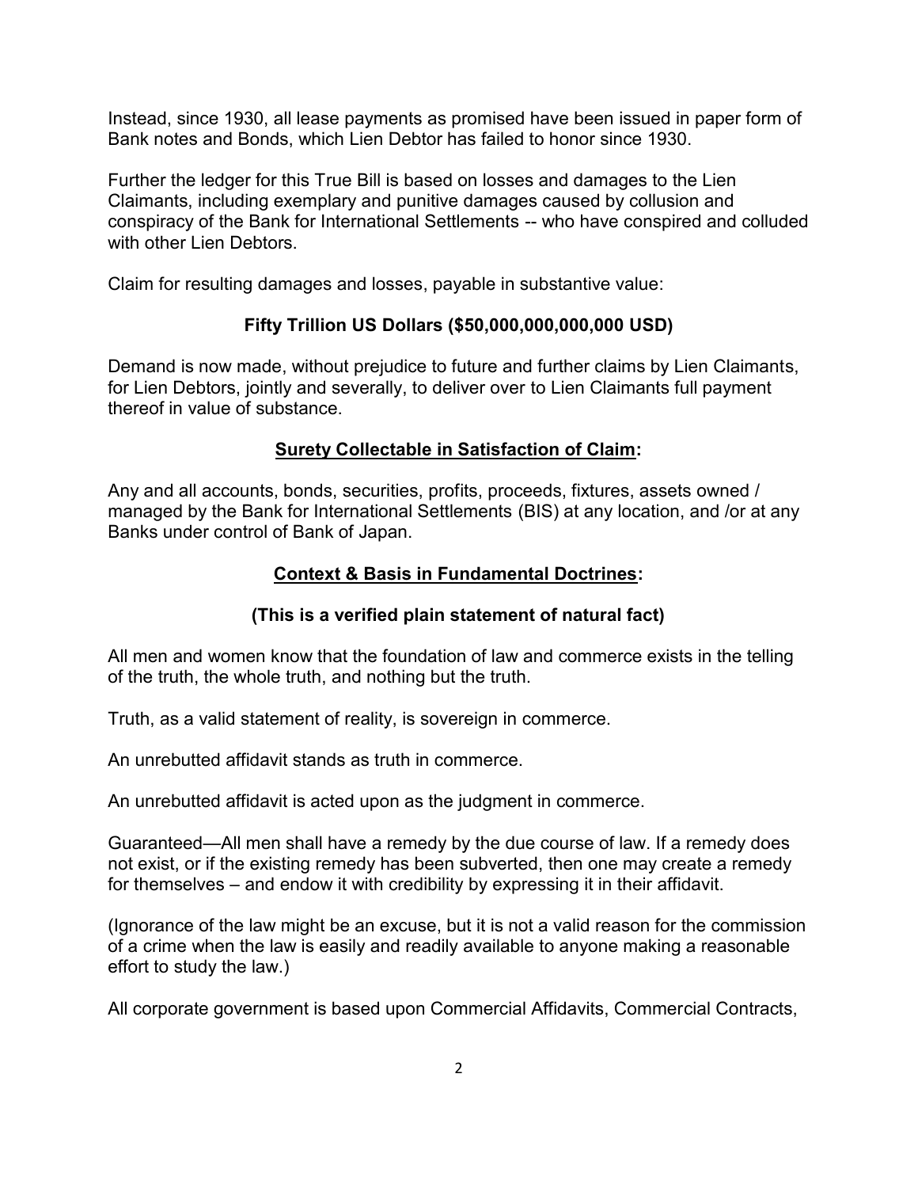Instead, since 1930, all lease payments as promised have been issued in paper form of Bank notes and Bonds, which Lien Debtor has failed to honor since 1930.

Further the ledger for this True Bill is based on losses and damages to the Lien Claimants, including exemplary and punitive damages caused by collusion and conspiracy of the Bank for International Settlements -- who have conspired and colluded with other Lien Debtors.

Claim for resulting damages and losses, payable in substantive value:

**Fifty Trillion US Dollars ($50,000,000,000,000 USD)**

Demand is now made, without prejudice to future and further claims by Lien Claimants, for Lien Debtors, jointly and severally, to deliver over to Lien Claimants full payment thereof in value of substance.

**<u>Surety Collectable in Satisfaction of Claim</u>:**

Any and all accounts, bonds, securities, profits, proceeds, fixtures, assets owned / managed by the Bank for International Settlements (BIS) at any location, and /or at any Banks under control of Bank of Japan.

**<u>Context & Basis in Fundamental Doctrines</u>:**

**(This is a verified plain statement of natural fact)**

All men and women know that the foundation of law and commerce exists in the telling of the truth, the whole truth, and nothing but the truth.

Truth, as a valid statement of reality, is sovereign in commerce.

An unrebutted affidavit stands as truth in commerce.

An unrebutted affidavit is acted upon as the judgment in commerce.

Guaranteed—All men shall have a remedy by the due course of law. If a remedy does not exist, or if the existing remedy has been subverted, then one may create a remedy for themselves – and endow it with credibility by expressing it in their affidavit.

(Ignorance of the law might be an excuse, but it is not a valid reason for the commission of a crime when the law is easily and readily available to anyone making a reasonable effort to study the law.)

All corporate government is based upon Commercial Affidavits, Commercial Contracts,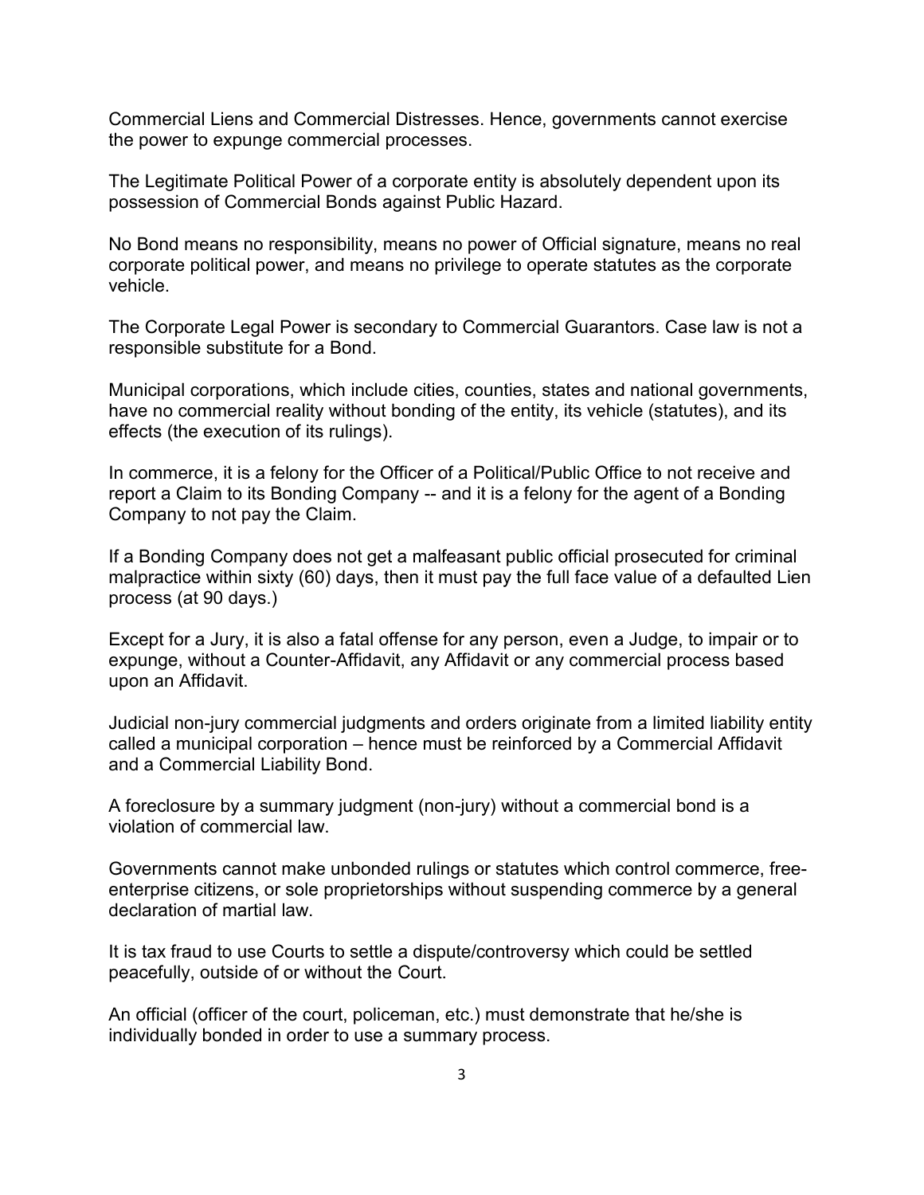Commercial Liens and Commercial Distresses. Hence, governments cannot exercise the power to expunge commercial processes.

The Legitimate Political Power of a corporate entity is absolutely dependent upon its possession of Commercial Bonds against Public Hazard.

No Bond means no responsibility, means no power of Official signature, means no real corporate political power, and means no privilege to operate statutes as the corporate vehicle.

The Corporate Legal Power is secondary to Commercial Guarantors. Case law is not a responsible substitute for a Bond.

Municipal corporations, which include cities, counties, states and national governments, have no commercial reality without bonding of the entity, its vehicle (statutes), and its effects (the execution of its rulings).

In commerce, it is a felony for the Officer of a Political/Public Office to not receive and report a Claim to its Bonding Company -- and it is a felony for the agent of a Bonding Company to not pay the Claim.

If a Bonding Company does not get a malfeasant public official prosecuted for criminal malpractice within sixty (60) days, then it must pay the full face value of a defaulted Lien process (at 90 days.)

Except for a Jury, it is also a fatal offense for any person, even a Judge, to impair or to expunge, without a Counter-Affidavit, any Affidavit or any commercial process based upon an Affidavit.

Judicial non-jury commercial judgments and orders originate from a limited liability entity called a municipal corporation – hence must be reinforced by a Commercial Affidavit and a Commercial Liability Bond.

A foreclosure by a summary judgment (non-jury) without a commercial bond is a violation of commercial law.

Governments cannot make unbonded rulings or statutes which control commerce, free-enterprise citizens, or sole proprietorships without suspending commerce by a general declaration of martial law.

It is tax fraud to use Courts to settle a dispute/controversy which could be settled peacefully, outside of or without the Court.

An official (officer of the court, policeman, etc.) must demonstrate that he/she is individually bonded in order to use a summary process.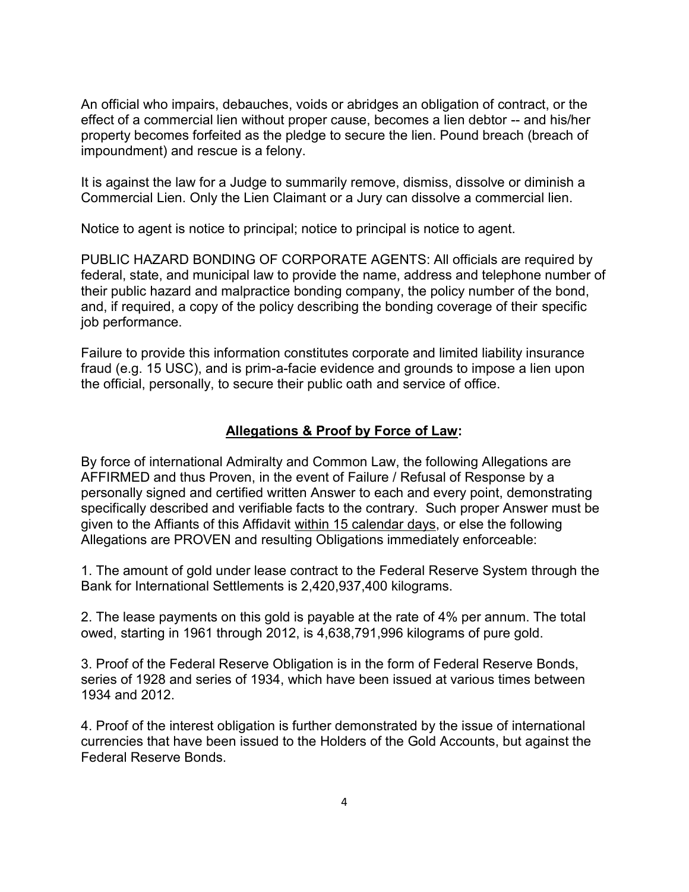An official who impairs, debauches, voids or abridges an obligation of contract, or the effect of a commercial lien without proper cause, becomes a lien debtor -- and his/her property becomes forfeited as the pledge to secure the lien. Pound breach (breach of impoundment) and rescue is a felony.

It is against the law for a Judge to summarily remove, dismiss, dissolve or diminish a Commercial Lien. Only the Lien Claimant or a Jury can dissolve a commercial lien.

Notice to agent is notice to principal; notice to principal is notice to agent.

PUBLIC HAZARD BONDING OF CORPORATE AGENTS: All officials are required by federal, state, and municipal law to provide the name, address and telephone number of their public hazard and malpractice bonding company, the policy number of the bond, and, if required, a copy of the policy describing the bonding coverage of their specific job performance.

Failure to provide this information constitutes corporate and limited liability insurance fraud (e.g. 15 USC), and is prim-a-facie evidence and grounds to impose a lien upon the official, personally, to secure their public oath and service of office.

## **Allegations & Proof by Force of Law:**

By force of international Admiralty and Common Law, the following Allegations are AFFIRMED and thus Proven, in the event of Failure / Refusal of Response by a personally signed and certified written Answer to each and every point, demonstrating specifically described and verifiable facts to the contrary. Such proper Answer must be given to the Affiants of this Affidavit within 15 calendar days, or else the following Allegations are PROVEN and resulting Obligations immediately enforceable:

1. The amount of gold under lease contract to the Federal Reserve System through the Bank for International Settlements is 2,420,937,400 kilograms.

2. The lease payments on this gold is payable at the rate of 4% per annum. The total owed, starting in 1961 through 2012, is 4,638,791,996 kilograms of pure gold.

3. Proof of the Federal Reserve Obligation is in the form of Federal Reserve Bonds, series of 1928 and series of 1934, which have been issued at various times between 1934 and 2012.

4. Proof of the interest obligation is further demonstrated by the issue of international currencies that have been issued to the Holders of the Gold Accounts, but against the Federal Reserve Bonds.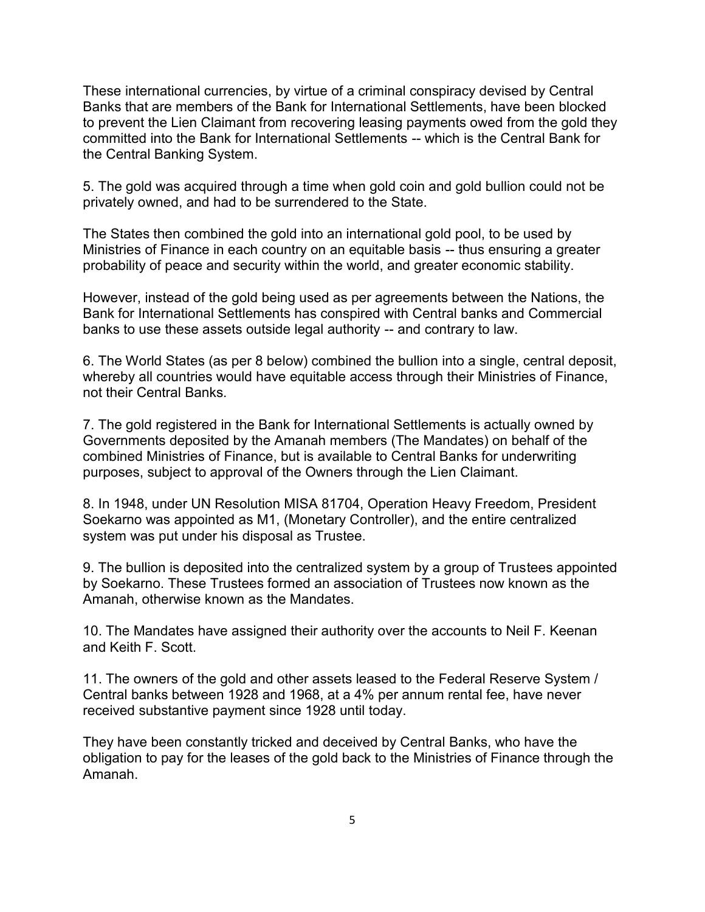These international currencies, by virtue of a criminal conspiracy devised by Central Banks that are members of the Bank for International Settlements, have been blocked to prevent the Lien Claimant from recovering leasing payments owed from the gold they committed into the Bank for International Settlements -- which is the Central Bank for the Central Banking System.

5. The gold was acquired through a time when gold coin and gold bullion could not be privately owned, and had to be surrendered to the State.

The States then combined the gold into an international gold pool, to be used by Ministries of Finance in each country on an equitable basis -- thus ensuring a greater probability of peace and security within the world, and greater economic stability.

However, instead of the gold being used as per agreements between the Nations, the Bank for International Settlements has conspired with Central banks and Commercial banks to use these assets outside legal authority -- and contrary to law.

6. The World States (as per 8 below) combined the bullion into a single, central deposit, whereby all countries would have equitable access through their Ministries of Finance, not their Central Banks.

7. The gold registered in the Bank for International Settlements is actually owned by Governments deposited by the Amanah members (The Mandates) on behalf of the combined Ministries of Finance, but is available to Central Banks for underwriting purposes, subject to approval of the Owners through the Lien Claimant.

8. In 1948, under UN Resolution MISA 81704, Operation Heavy Freedom, President Soekarno was appointed as M1, (Monetary Controller), and the entire centralized system was put under his disposal as Trustee.

9. The bullion is deposited into the centralized system by a group of Trustees appointed by Soekarno. These Trustees formed an association of Trustees now known as the Amanah, otherwise known as the Mandates.

10. The Mandates have assigned their authority over the accounts to Neil F. Keenan and Keith F. Scott.

11. The owners of the gold and other assets leased to the Federal Reserve System / Central banks between 1928 and 1968, at a 4% per annum rental fee, have never received substantive payment since 1928 until today.

They have been constantly tricked and deceived by Central Banks, who have the obligation to pay for the leases of the gold back to the Ministries of Finance through the Amanah.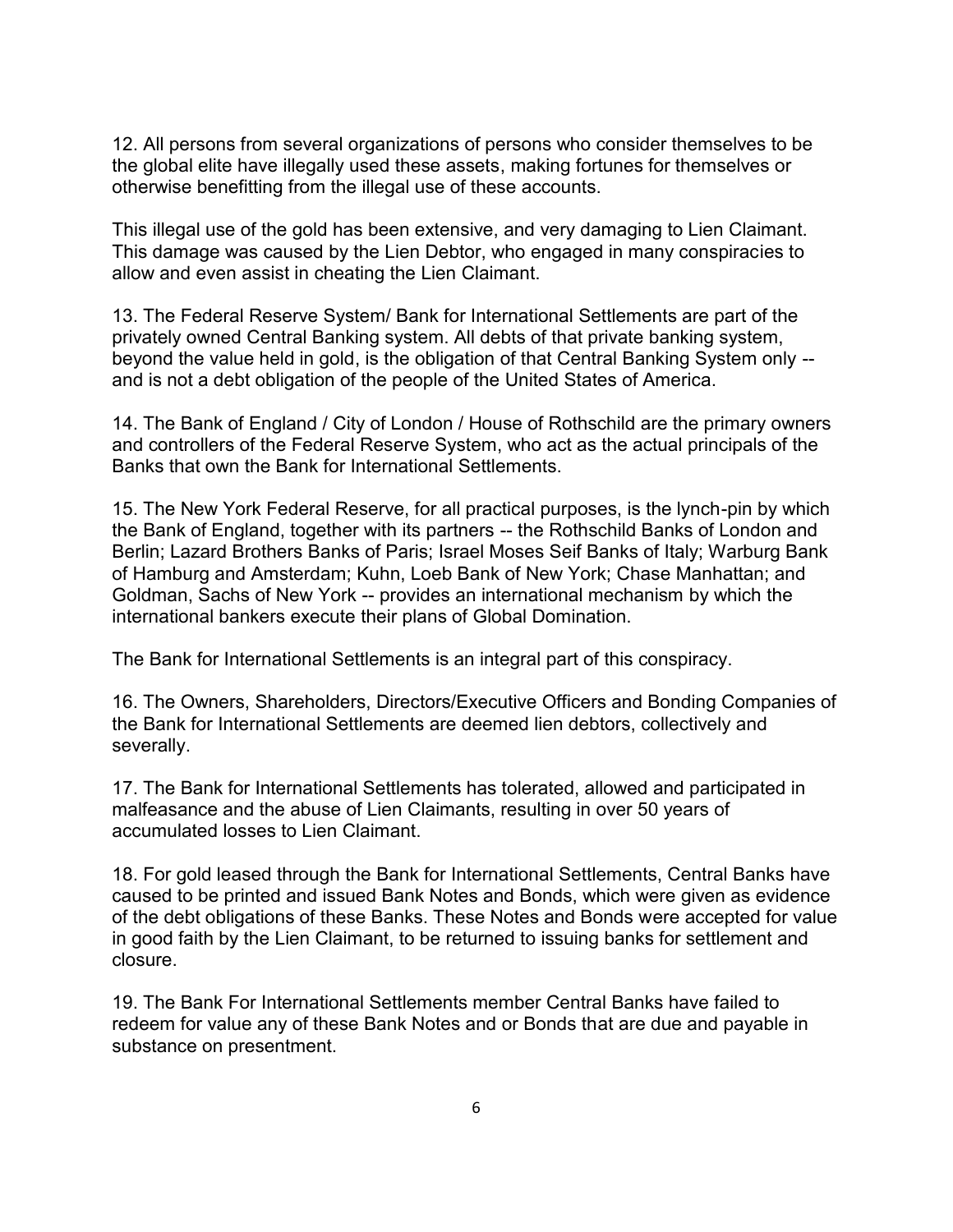12. All persons from several organizations of persons who consider themselves to be the global elite have illegally used these assets, making fortunes for themselves or otherwise benefitting from the illegal use of these accounts.

This illegal use of the gold has been extensive, and very damaging to Lien Claimant. This damage was caused by the Lien Debtor, who engaged in many conspiracies to allow and even assist in cheating the Lien Claimant.

13. The Federal Reserve System/ Bank for International Settlements are part of the privately owned Central Banking system. All debts of that private banking system, beyond the value held in gold, is the obligation of that Central Banking System only -- and is not a debt obligation of the people of the United States of America.

14. The Bank of England / City of London / House of Rothschild are the primary owners and controllers of the Federal Reserve System, who act as the actual principals of the Banks that own the Bank for International Settlements.

15. The New York Federal Reserve, for all practical purposes, is the lynch-pin by which the Bank of England, together with its partners -- the Rothschild Banks of London and Berlin; Lazard Brothers Banks of Paris; Israel Moses Seif Banks of Italy; Warburg Bank of Hamburg and Amsterdam; Kuhn, Loeb Bank of New York; Chase Manhattan; and Goldman, Sachs of New York -- provides an international mechanism by which the international bankers execute their plans of Global Domination.

The Bank for International Settlements is an integral part of this conspiracy.

16. The Owners, Shareholders, Directors/Executive Officers and Bonding Companies of the Bank for International Settlements are deemed lien debtors, collectively and severally.

17. The Bank for International Settlements has tolerated, allowed and participated in malfeasance and the abuse of Lien Claimants, resulting in over 50 years of accumulated losses to Lien Claimant.

18. For gold leased through the Bank for International Settlements, Central Banks have caused to be printed and issued Bank Notes and Bonds, which were given as evidence of the debt obligations of these Banks. These Notes and Bonds were accepted for value in good faith by the Lien Claimant, to be returned to issuing banks for settlement and closure.

19. The Bank For International Settlements member Central Banks have failed to redeem for value any of these Bank Notes and or Bonds that are due and payable in substance on presentment.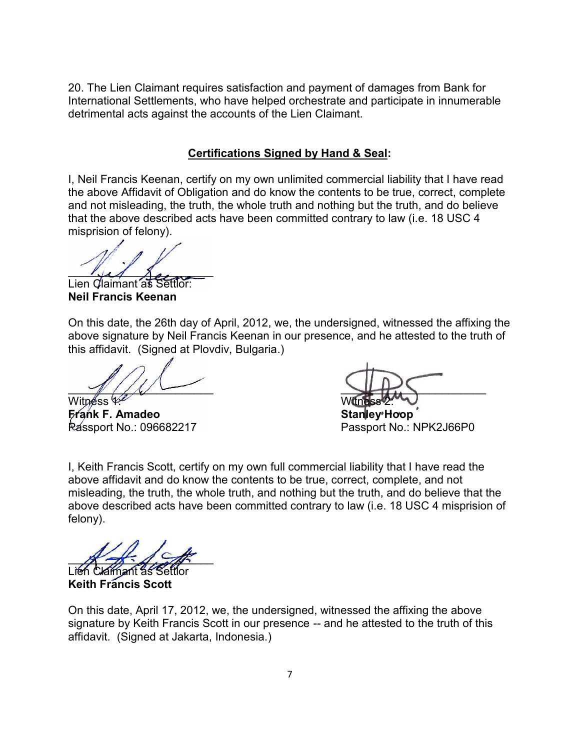20. The Lien Claimant requires satisfaction and payment of damages from Bank for International Settlements, who have helped orchestrate and participate in innumerable detrimental acts against the accounts of the Lien Claimant.

**Certifications Signed by Hand & Seal:**

I, Neil Francis Keenan, certify on my own unlimited commercial liability that I have read the above Affidavit of Obligation and do know the contents to be true, correct, complete and not misleading, the truth, the whole truth and nothing but the truth, and do believe that the above described acts have been committed contrary to law (i.e. 18 USC 4 misprision of felony).

\_\_\_\_\_\_\_\_\_\_\_\_\_\_\_\_\_\_\_\_\_\_
Lien Claimant as Settlor:
**Neil Francis Keenan**

On this date, the 26th day of April, 2012, we, the undersigned, witnessed the affixing the above signature by Neil Francis Keenan in our presence, and he attested to the truth of this affidavit. (Signed at Plovdiv, Bulgaria.)

\_\_\_\_\_\_\_\_\_\_\_\_\_\_\_\_\_\_\_\_\_\_
Witness 1:
**Frank F. Amadeo**
Passport No.: 096682217

\_\_\_\_\_\_\_\_\_\_\_\_\_\_\_\_\_\_\_\_\_\_
Witness 2:
**Stanley Hoop**
Passport No.: NPK2J66P0

I, Keith Francis Scott, certify on my own full commercial liability that I have read the above affidavit and do know the contents to be true, correct, complete, and not misleading, the truth, the whole truth, and nothing but the truth, and do believe that the above described acts have been committed contrary to law (i.e. 18 USC 4 misprision of felony).

\_\_\_\_\_\_\_\_\_\_\_\_\_\_\_\_\_\_\_\_\_\_
Lien Claimant as Settlor
**Keith Francis Scott**

On this date, April 17, 2012, we, the undersigned, witnessed the affixing the above signature by Keith Francis Scott in our presence -- and he attested to the truth of this affidavit. (Signed at Jakarta, Indonesia.)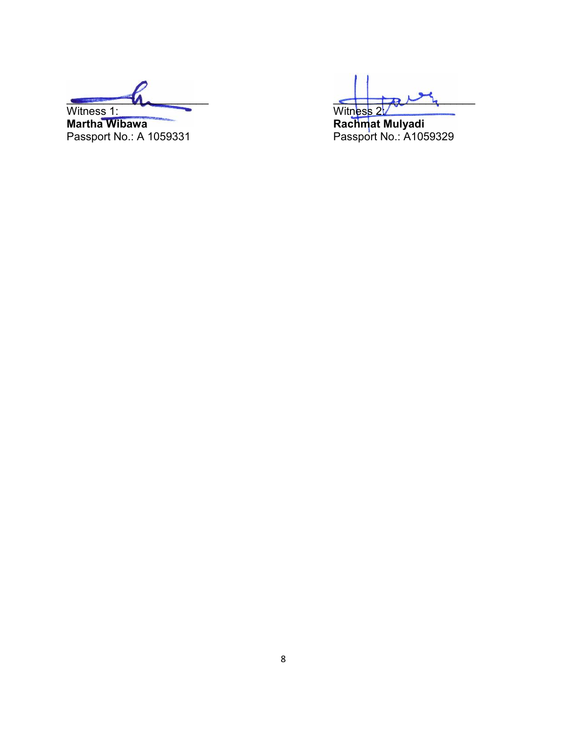Witness 1:
**Martha Wibawa**
Passport No.: A 1059331

Witness 2:
**Rachmat Mulyadi**
Passport No.: A1059329